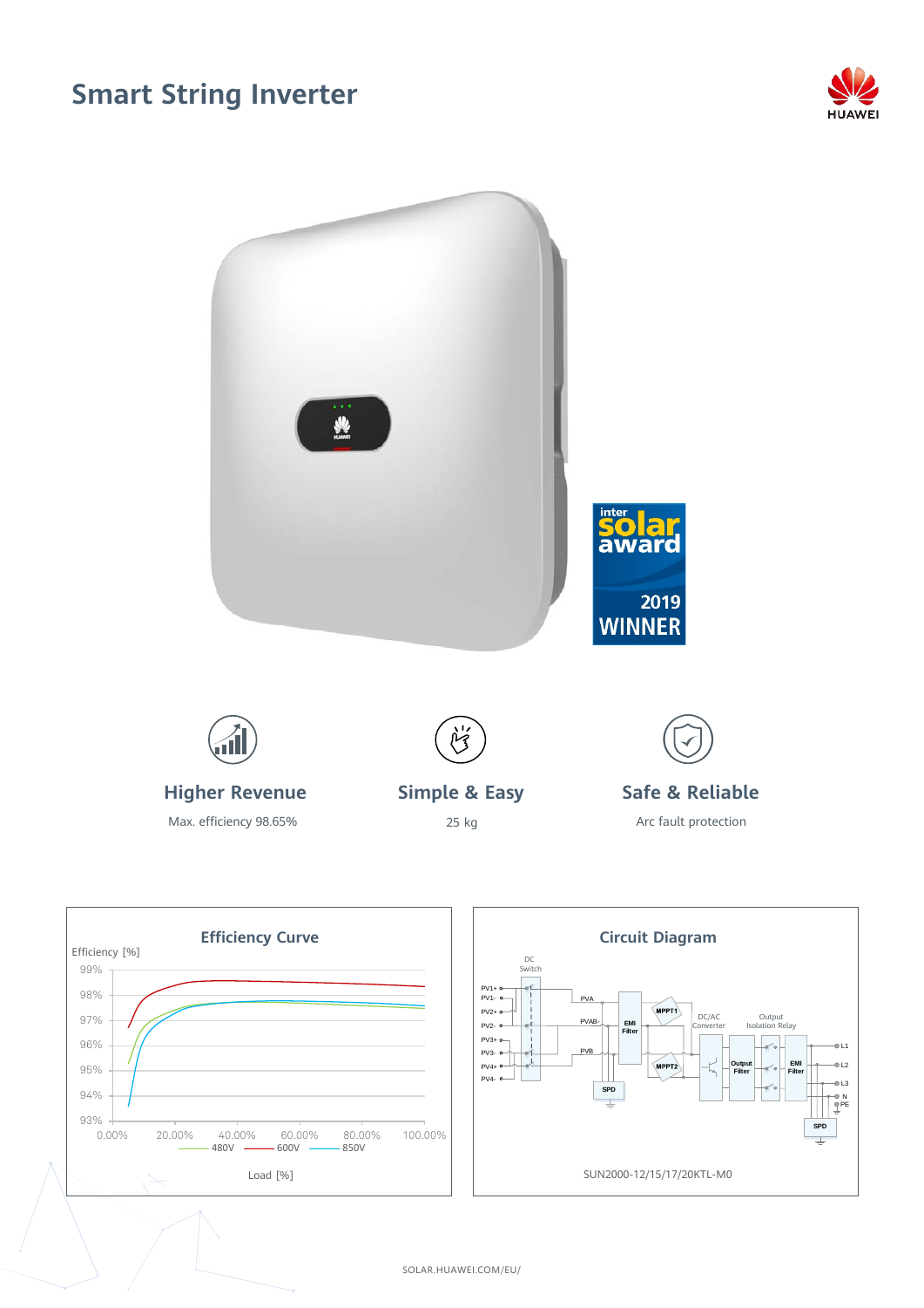# Smart String Inverter

HUAWEI

inter solar award 2019 WINNER

## Higher Revenue

Max. efficiency 98.65%

## Simple & Easy

25 kg

## Safe & Reliable

Arc fault protection

## Efficiency Curve

Efficiency [%]

99%, 98%, 97%, 96%, 95%, 94%, 93%

0.00% 20.00% 40.00% 60.00% 80.00% 100.00%

480V 600V 850V

Load [%]

## Circuit Diagram

DC Switch

PV1+ PV1- PV2+ PV2- PV3+ PV3- PV4+ PV4-

PVA PVAB- PVB

EMI Filter

MPPT1 MPPT2

SPD

DC/AC Converter

Output Filter

Output Isolation Relay

EMI Filter

L1 L2 L3 N PE

SPD

SUN2000-12/15/17/20KTL-M0

SOLAR.HUAWEI.COM/EU/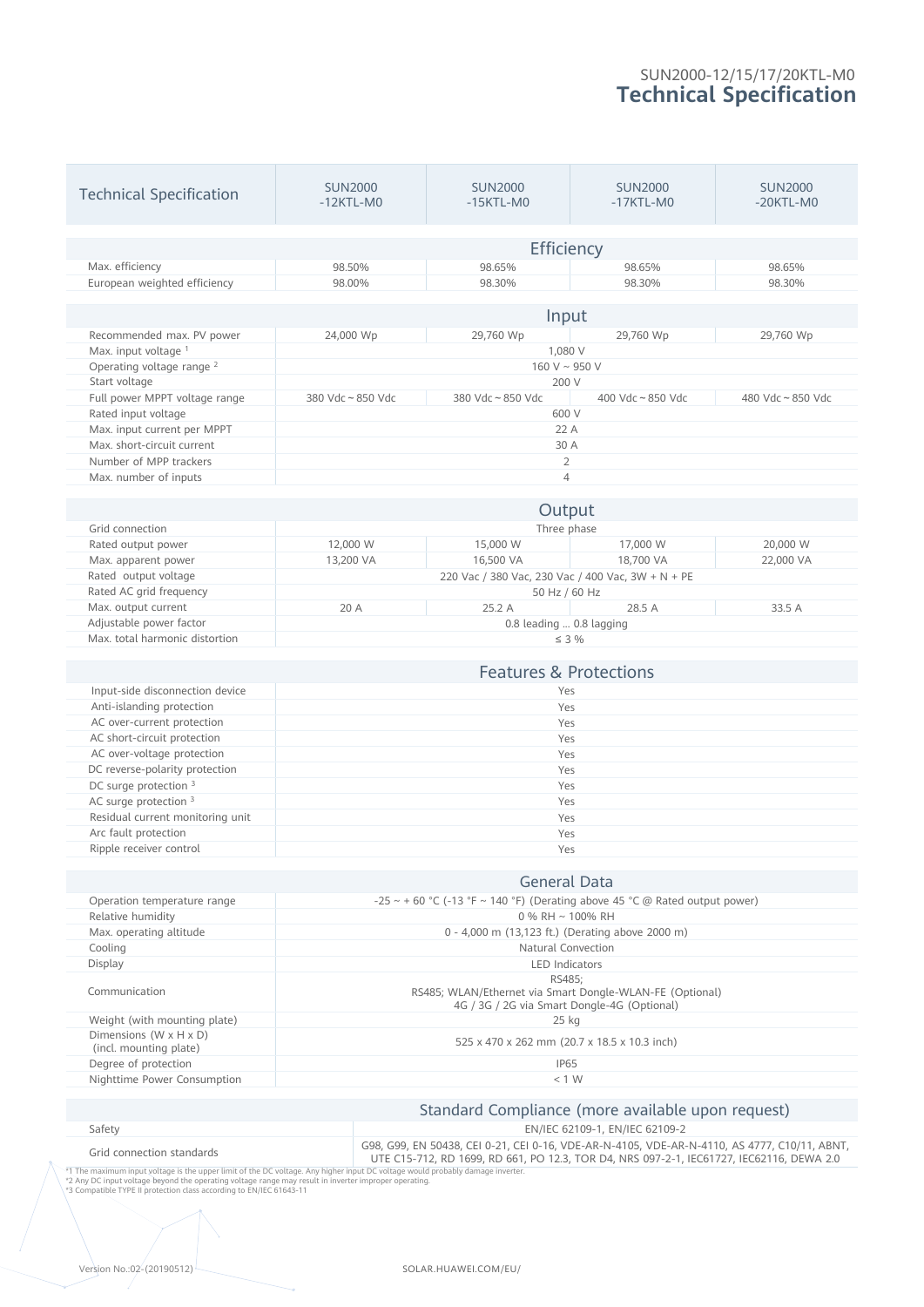SUN2000-12/15/17/20KTL-M0

# Technical Specification

| Technical Specification | SUN2000 -12KTL-M0 | SUN2000 -15KTL-M0 | SUN2000 -17KTL-M0 | SUN2000 -20KTL-M0 |
|---|---|---|---|---|
| **Efficiency** | | | | |
| Max. efficiency | 98.50% | 98.65% | 98.65% | 98.65% |
| European weighted efficiency | 98.00% | 98.30% | 98.30% | 98.30% |
| **Input** | | | | |
| Recommended max. PV power | 24,000 Wp | 29,760 Wp | 29,760 Wp | 29,760 Wp |
| Max. input voltage [1] | 1,080 V | | | |
| Operating voltage range [2] | 160 V ~ 950 V | | | |
| Start voltage | 200 V | | | |
| Full power MPPT voltage range | 380 Vdc ~ 850 Vdc | 380 Vdc ~ 850 Vdc | 400 Vdc ~ 850 Vdc | 480 Vdc ~ 850 Vdc |
| Rated input voltage | 600 V | | | |
| Max. input current per MPPT | 22 A | | | |
| Max. short-circuit current | 30 A | | | |
| Number of MPP trackers | 2 | | | |
| Max. number of inputs | 4 | | | |
| **Output** | | | | |
| Grid connection | Three phase | | | |
| Rated output power | 12,000 W | 15,000 W | 17,000 W | 20,000 W |
| Max. apparent power | 13,200 VA | 16,500 VA | 18,700 VA | 22,000 VA |
| Rated output voltage | 220 Vac / 380 Vac, 230 Vac / 400 Vac, 3W + N + PE | | | |
| Rated AC grid frequency | 50 Hz / 60 Hz | | | |
| Max. output current | 20 A | 25.2 A | 28.5 A | 33.5 A |
| Adjustable power factor | 0.8 leading ... 0.8 lagging | | | |
| Max. total harmonic distortion | ≤ 3 % | | | |
| **Features & Protections** | | | | |
| Input-side disconnection device | Yes | | | |
| Anti-islanding protection | Yes | | | |
| AC over-current protection | Yes | | | |
| AC short-circuit protection | Yes | | | |
| AC over-voltage protection | Yes | | | |
| DC reverse-polarity protection | Yes | | | |
| DC surge protection [3] | Yes | | | |
| AC surge protection [3] | Yes | | | |
| Residual current monitoring unit | Yes | | | |
| Arc fault protection | Yes | | | |
| Ripple receiver control | Yes | | | |
| **General Data** | | | | |
| Operation temperature range | -25 ~ + 60 °C (-13 °F ~ 140 °F) (Derating above 45 °C @ Rated output power) | | | |
| Relative humidity | 0 % RH ~ 100% RH | | | |
| Max. operating altitude | 0 - 4,000 m (13,123 ft.) (Derating above 2000 m) | | | |
| Cooling | Natural Convection | | | |
| Display | LED Indicators | | | |
| Communication | RS485; RS485; WLAN/Ethernet via Smart Dongle-WLAN-FE (Optional) 4G / 3G / 2G via Smart Dongle-4G (Optional) | | | |
| Weight (with mounting plate) | 25 kg | | | |
| Dimensions (W x H x D) (incl. mounting plate) | 525 x 470 x 262 mm (20.7 x 18.5 x 10.3 inch) | | | |
| Degree of protection | IP65 | | | |
| Nighttime Power Consumption | < 1 W | | | |
| **Standard Compliance (more available upon request)** | | | | |
| Safety | EN/IEC 62109-1, EN/IEC 62109-2 | | | |
| Grid connection standards | G98, G99, EN 50438, CEI 0-21, CEI 0-16, VDE-AR-N-4105, VDE-AR-N-4110, AS 4777, C10/11, ABNT, UTE C15-712, RD 1699, RD 661, PO 12.3, TOR D4, NRS 097-2-1, IEC61727, IEC62116, DEWA 2.0 | | | |

*1 The maximum input voltage is the upper limit of the DC voltage. Any higher input DC voltage would probably damage inverter.
*2 Any DC input voltage beyond the operating voltage range may result in inverter improper operating.
*3 Compatible TYPE II protection class according to EN/IEC 61643-11

Version No.:02-(20190512)

SOLAR.HUAWEI.COM/EU/